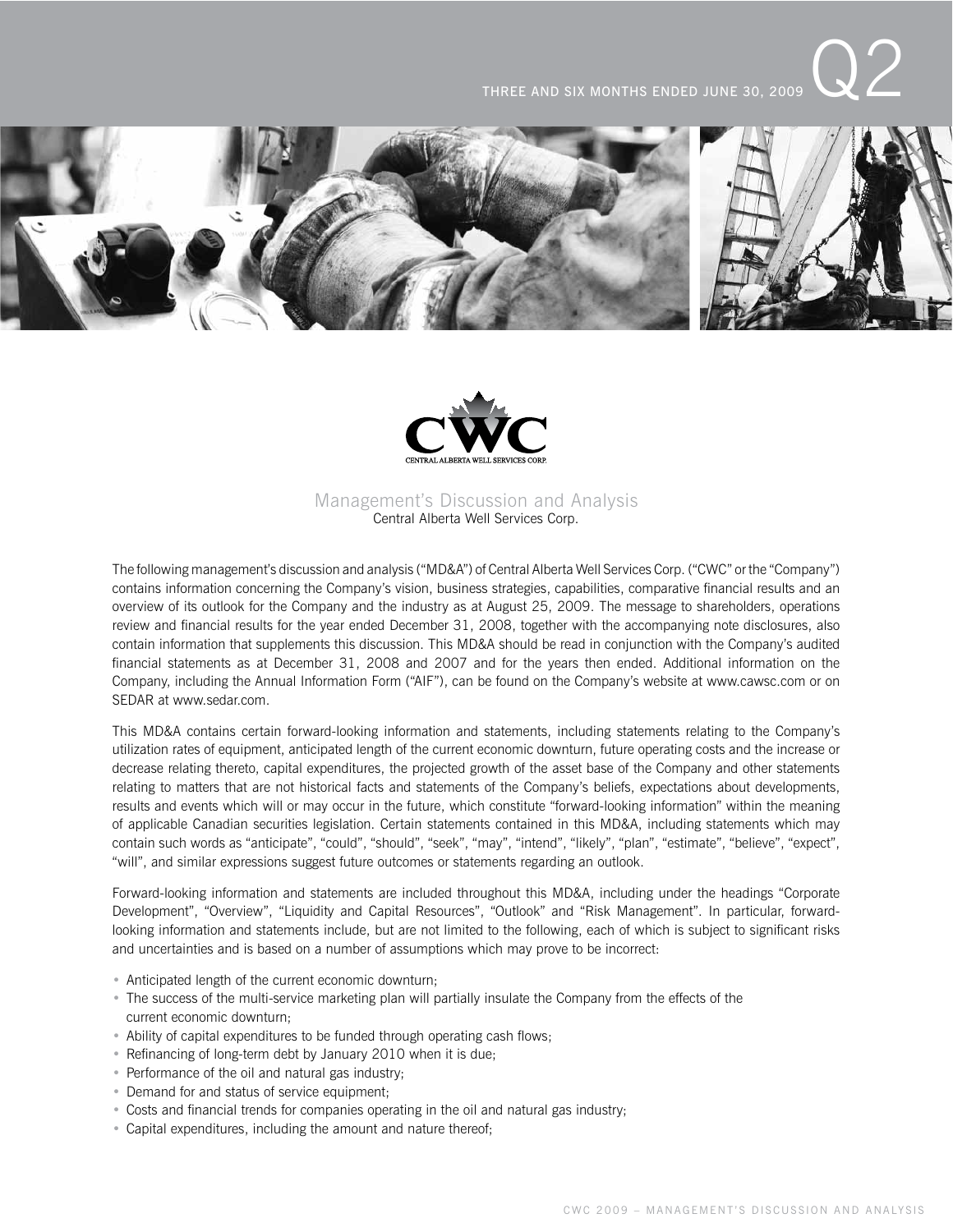THREE AND SIX MONTHS ENDED JUNE 30, 2009 Q2

# Management's Discussion and Analysis

Central Alberta Well Services Corp.

The following management's discussion and analysis ("MD&A") of Central Alberta Well Services Corp. ("CWC" or the "Company") contains information concerning the Company's vision, business strategies, capabilities, comparative financial results and an overview of its outlook for the Company and the industry as at August 25, 2009. The message to shareholders, operations review and financial results for the year ended December 31, 2008, together with the accompanying note disclosures, also contain information that supplements this discussion. This MD&A should be read in conjunction with the Company's audited financial statements as at December 31, 2008 and 2007 and for the years then ended. Additional information on the Company, including the Annual Information Form ("AIF"), can be found on the Company's website at www.cawsc.com or on SEDAR at www.sedar.com.

This MD&A contains certain forward-looking information and statements, including statements relating to the Company's utilization rates of equipment, anticipated length of the current economic downturn, future operating costs and the increase or decrease relating thereto, capital expenditures, the projected growth of the asset base of the Company and other statements relating to matters that are not historical facts and statements of the Company's beliefs, expectations about developments, results and events which will or may occur in the future, which constitute "forward-looking information" within the meaning of applicable Canadian securities legislation. Certain statements contained in this MD&A, including statements which may contain such words as "anticipate", "could", "should", "seek", "may", "intend", "likely", "plan", "estimate", "believe", "expect", "will", and similar expressions suggest future outcomes or statements regarding an outlook.

Forward-looking information and statements are included throughout this MD&A, including under the headings "Corporate Development", "Overview", "Liquidity and Capital Resources", "Outlook" and "Risk Management". In particular, forward-looking information and statements include, but are not limited to the following, each of which is subject to significant risks and uncertainties and is based on a number of assumptions which may prove to be incorrect:

- Anticipated length of the current economic downturn;
- The success of the multi-service marketing plan will partially insulate the Company from the effects of the current economic downturn;
- Ability of capital expenditures to be funded through operating cash flows;
- Refinancing of long-term debt by January 2010 when it is due;
- Performance of the oil and natural gas industry;
- Demand for and status of service equipment;
- Costs and financial trends for companies operating in the oil and natural gas industry;
- Capital expenditures, including the amount and nature thereof;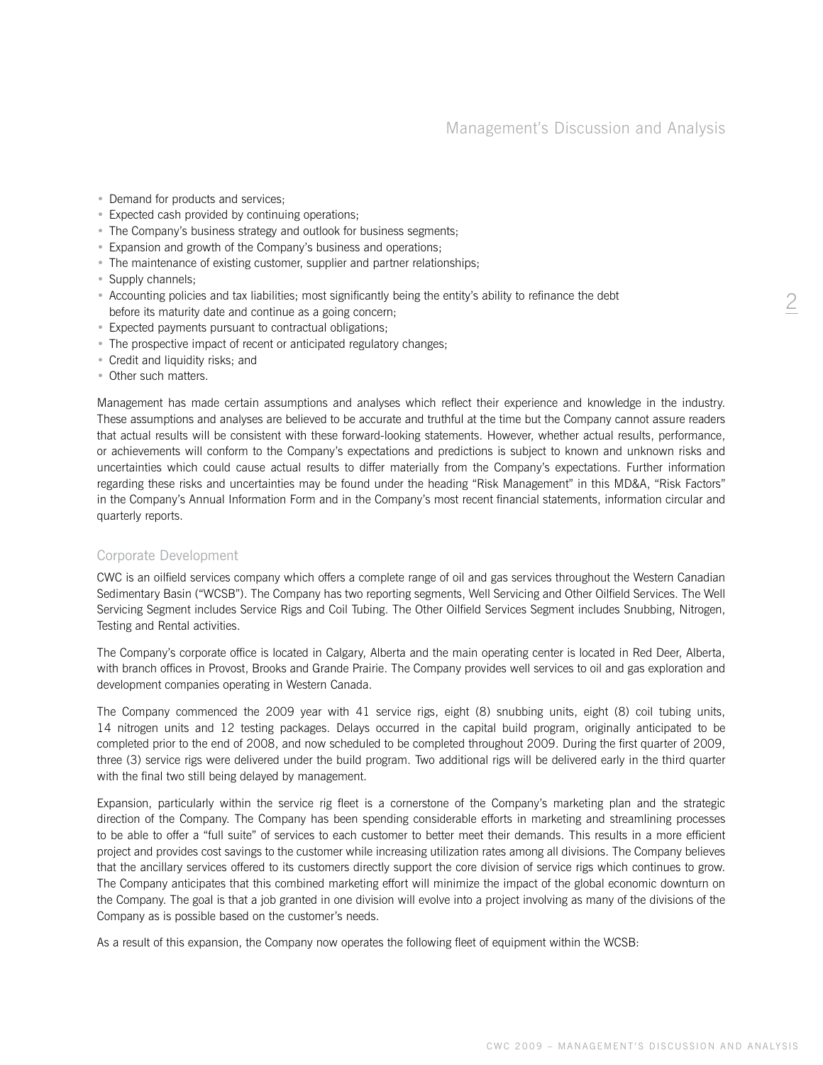- Demand for products and services;
- Expected cash provided by continuing operations;
- The Company's business strategy and outlook for business segments;
- Expansion and growth of the Company's business and operations;
- The maintenance of existing customer, supplier and partner relationships;
- Supply channels;
- Accounting policies and tax liabilities; most significantly being the entity's ability to refinance the debt before its maturity date and continue as a going concern;
- Expected payments pursuant to contractual obligations;
- The prospective impact of recent or anticipated regulatory changes;
- Credit and liquidity risks; and
- Other such matters.

Management has made certain assumptions and analyses which reflect their experience and knowledge in the industry. These assumptions and analyses are believed to be accurate and truthful at the time but the Company cannot assure readers that actual results will be consistent with these forward-looking statements. However, whether actual results, performance, or achievements will conform to the Company's expectations and predictions is subject to known and unknown risks and uncertainties which could cause actual results to differ materially from the Company's expectations. Further information regarding these risks and uncertainties may be found under the heading "Risk Management" in this MD&A, "Risk Factors" in the Company's Annual Information Form and in the Company's most recent financial statements, information circular and quarterly reports.

## Corporate Development

CWC is an oilfield services company which offers a complete range of oil and gas services throughout the Western Canadian Sedimentary Basin ("WCSB"). The Company has two reporting segments, Well Servicing and Other Oilfield Services. The Well Servicing Segment includes Service Rigs and Coil Tubing. The Other Oilfield Services Segment includes Snubbing, Nitrogen, Testing and Rental activities.

The Company's corporate office is located in Calgary, Alberta and the main operating center is located in Red Deer, Alberta, with branch offices in Provost, Brooks and Grande Prairie. The Company provides well services to oil and gas exploration and development companies operating in Western Canada.

The Company commenced the 2009 year with 41 service rigs, eight (8) snubbing units, eight (8) coil tubing units, 14 nitrogen units and 12 testing packages. Delays occurred in the capital build program, originally anticipated to be completed prior to the end of 2008, and now scheduled to be completed throughout 2009. During the first quarter of 2009, three (3) service rigs were delivered under the build program. Two additional rigs will be delivered early in the third quarter with the final two still being delayed by management.

Expansion, particularly within the service rig fleet is a cornerstone of the Company's marketing plan and the strategic direction of the Company. The Company has been spending considerable efforts in marketing and streamlining processes to be able to offer a "full suite" of services to each customer to better meet their demands. This results in a more efficient project and provides cost savings to the customer while increasing utilization rates among all divisions. The Company believes that the ancillary services offered to its customers directly support the core division of service rigs which continues to grow. The Company anticipates that this combined marketing effort will minimize the impact of the global economic downturn on the Company. The goal is that a job granted in one division will evolve into a project involving as many of the divisions of the Company as is possible based on the customer's needs.

As a result of this expansion, the Company now operates the following fleet of equipment within the WCSB: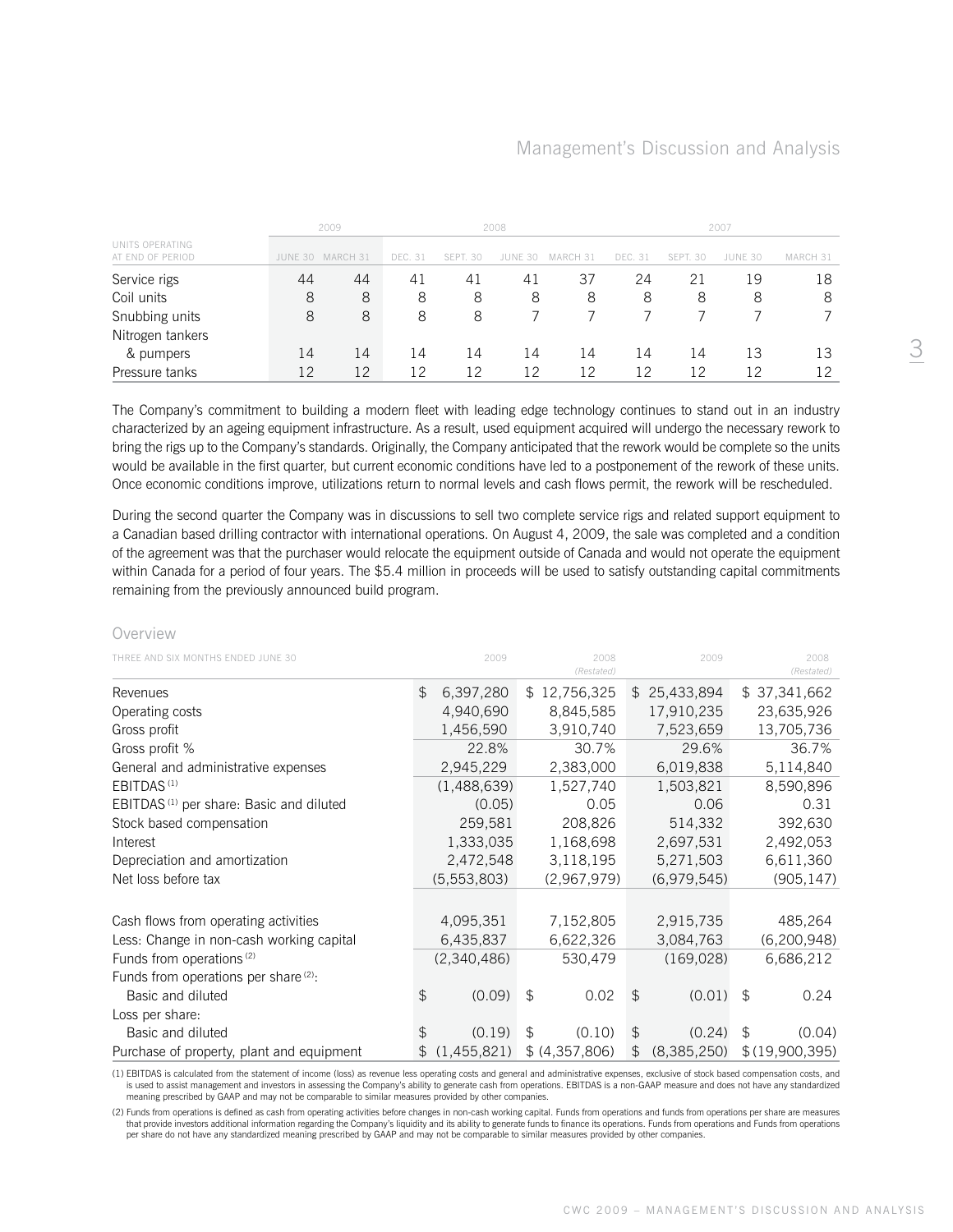| UNITS OPERATING AT END OF PERIOD | 2009 | | 2008 | | | | 2007 | | | |
|---|---|---|---|---|---|---|---|---|---|---|
| | JUNE 30 | MARCH 31 | DEC. 31 | SEPT. 30 | JUNE 30 | MARCH 31 | DEC. 31 | SEPT. 30 | JUNE 30 | MARCH 31 |
| Service rigs | 44 | 44 | 41 | 41 | 41 | 37 | 24 | 21 | 19 | 18 |
| Coil units | 8 | 8 | 8 | 8 | 8 | 8 | 8 | 8 | 8 | 8 |
| Snubbing units | 8 | 8 | 8 | 8 | 7 | 7 | 7 | 7 | 7 | 7 |
| Nitrogen tankers & pumpers | 14 | 14 | 14 | 14 | 14 | 14 | 14 | 14 | 13 | 13 |
| Pressure tanks | 12 | 12 | 12 | 12 | 12 | 12 | 12 | 12 | 12 | 12 |

The Company's commitment to building a modern fleet with leading edge technology continues to stand out in an industry characterized by an ageing equipment infrastructure. As a result, used equipment acquired will undergo the necessary rework to bring the rigs up to the Company's standards. Originally, the Company anticipated that the rework would be complete so the units would be available in the first quarter, but current economic conditions have led to a postponement of the rework of these units. Once economic conditions improve, utilizations return to normal levels and cash flows permit, the rework will be rescheduled.

During the second quarter the Company was in discussions to sell two complete service rigs and related support equipment to a Canadian based drilling contractor with international operations. On August 4, 2009, the sale was completed and a condition of the agreement was that the purchaser would relocate the equipment outside of Canada and would not operate the equipment within Canada for a period of four years. The $5.4 million in proceeds will be used to satisfy outstanding capital commitments remaining from the previously announced build program.

## Overview

| THREE AND SIX MONTHS ENDED JUNE 30 | 2009 | 2008 *(Restated)* | 2009 | 2008 *(Restated)* |
|---|---|---|---|---|
| Revenues | $ 6,397,280 | $ 12,756,325 | $ 25,433,894 | $ 37,341,662 |
| Operating costs | 4,940,690 | 8,845,585 | 17,910,235 | 23,635,926 |
| Gross profit | 1,456,590 | 3,910,740 | 7,523,659 | 13,705,736 |
| Gross profit % | 22.8% | 30.7% | 29.6% | 36.7% |
| General and administrative expenses | 2,945,229 | 2,383,000 | 6,019,838 | 5,114,840 |
| EBITDAS [(1)] | (1,488,639) | 1,527,740 | 1,503,821 | 8,590,896 |
| EBITDAS [(1)] per share: Basic and diluted | (0.05) | 0.05 | 0.06 | 0.31 |
| Stock based compensation | 259,581 | 208,826 | 514,332 | 392,630 |
| Interest | 1,333,035 | 1,168,698 | 2,697,531 | 2,492,053 |
| Depreciation and amortization | 2,472,548 | 3,118,195 | 5,271,503 | 6,611,360 |
| Net loss before tax | (5,553,803) | (2,967,979) | (6,979,545) | (905,147) |
| | | | | |
| Cash flows from operating activities | 4,095,351 | 7,152,805 | 2,915,735 | 485,264 |
| Less: Change in non-cash working capital | 6,435,837 | 6,622,326 | 3,084,763 | (6,200,948) |
| Funds from operations [(2)] | (2,340,486) | 530,479 | (169,028) | 6,686,212 |
| Funds from operations per share [(2)]: | | | | |
| Basic and diluted | $ (0.09) | $ 0.02 | $ (0.01) | $ 0.24 |
| Loss per share: | | | | |
| Basic and diluted | $ (0.19) | $ (0.10) | $ (0.24) | $ (0.04) |
| Purchase of property, plant and equipment | $ (1,455,821) | $ (4,357,806) | $ (8,385,250) | $ (19,900,395) |

(1) EBITDAS is calculated from the statement of income (loss) as revenue less operating costs and general and administrative expenses, exclusive of stock based compensation costs, and is used to assist management and investors in assessing the Company's ability to generate cash from operations. EBITDAS is a non-GAAP measure and does not have any standardized meaning prescribed by GAAP and may not be comparable to similar measures provided by other companies.

(2) Funds from operations is defined as cash from operating activities before changes in non-cash working capital. Funds from operations and funds from operations per share are measures that provide investors additional information regarding the Company's liquidity and its ability to generate funds to finance its operations. Funds from operations and Funds from operations per share do not have any standardized meaning prescribed by GAAP and may not be comparable to similar measures provided by other companies.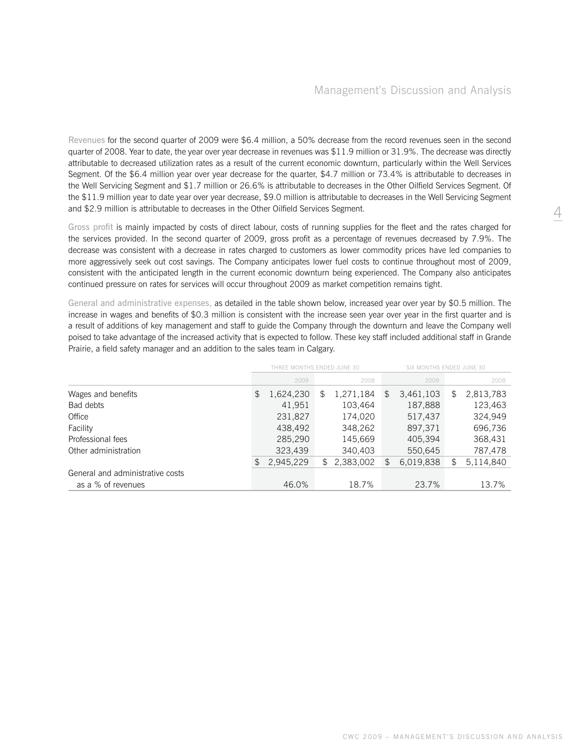Revenues for the second quarter of 2009 were $6.4 million, a 50% decrease from the record revenues seen in the second quarter of 2008. Year to date, the year over year decrease in revenues was $11.9 million or 31.9%. The decrease was directly attributable to decreased utilization rates as a result of the current economic downturn, particularly within the Well Services Segment. Of the $6.4 million year over year decrease for the quarter, $4.7 million or 73.4% is attributable to decreases in the Well Servicing Segment and $1.7 million or 26.6% is attributable to decreases in the Other Oilfield Services Segment. Of the $11.9 million year to date year over year decrease, $9.0 million is attributable to decreases in the Well Servicing Segment and $2.9 million is attributable to decreases in the Other Oilfield Services Segment.

Gross profit is mainly impacted by costs of direct labour, costs of running supplies for the fleet and the rates charged for the services provided. In the second quarter of 2009, gross profit as a percentage of revenues decreased by 7.9%. The decrease was consistent with a decrease in rates charged to customers as lower commodity prices have led companies to more aggressively seek out cost savings. The Company anticipates lower fuel costs to continue throughout most of 2009, consistent with the anticipated length in the current economic downturn being experienced. The Company also anticipates continued pressure on rates for services will occur throughout 2009 as market competition remains tight.

General and administrative expenses, as detailed in the table shown below, increased year over year by $0.5 million. The increase in wages and benefits of $0.3 million is consistent with the increase seen year over year in the first quarter and is a result of additions of key management and staff to guide the Company through the downturn and leave the Company well poised to take advantage of the increased activity that is expected to follow. These key staff included additional staff in Grande Prairie, a field safety manager and an addition to the sales team in Calgary.

| | THREE MONTHS ENDED JUNE 30 | | SIX MONTHS ENDED JUNE 30 | |
|---|---|---|---|---|
| | 2009 | 2008 | 2009 | 2008 |
| Wages and benefits | $ 1,624,230 | $ 1,271,184 | $ 3,461,103 | $ 2,813,783 |
| Bad debts | 41,951 | 103,464 | 187,888 | 123,463 |
| Office | 231,827 | 174,020 | 517,437 | 324,949 |
| Facility | 438,492 | 348,262 | 897,371 | 696,736 |
| Professional fees | 285,290 | 145,669 | 405,394 | 368,431 |
| Other administration | 323,439 | 340,403 | 550,645 | 787,478 |
| | $ 2,945,229 | $ 2,383,002 | $ 6,019,838 | $ 5,114,840 |
| General and administrative costs as a % of revenues | 46.0% | 18.7% | 23.7% | 13.7% |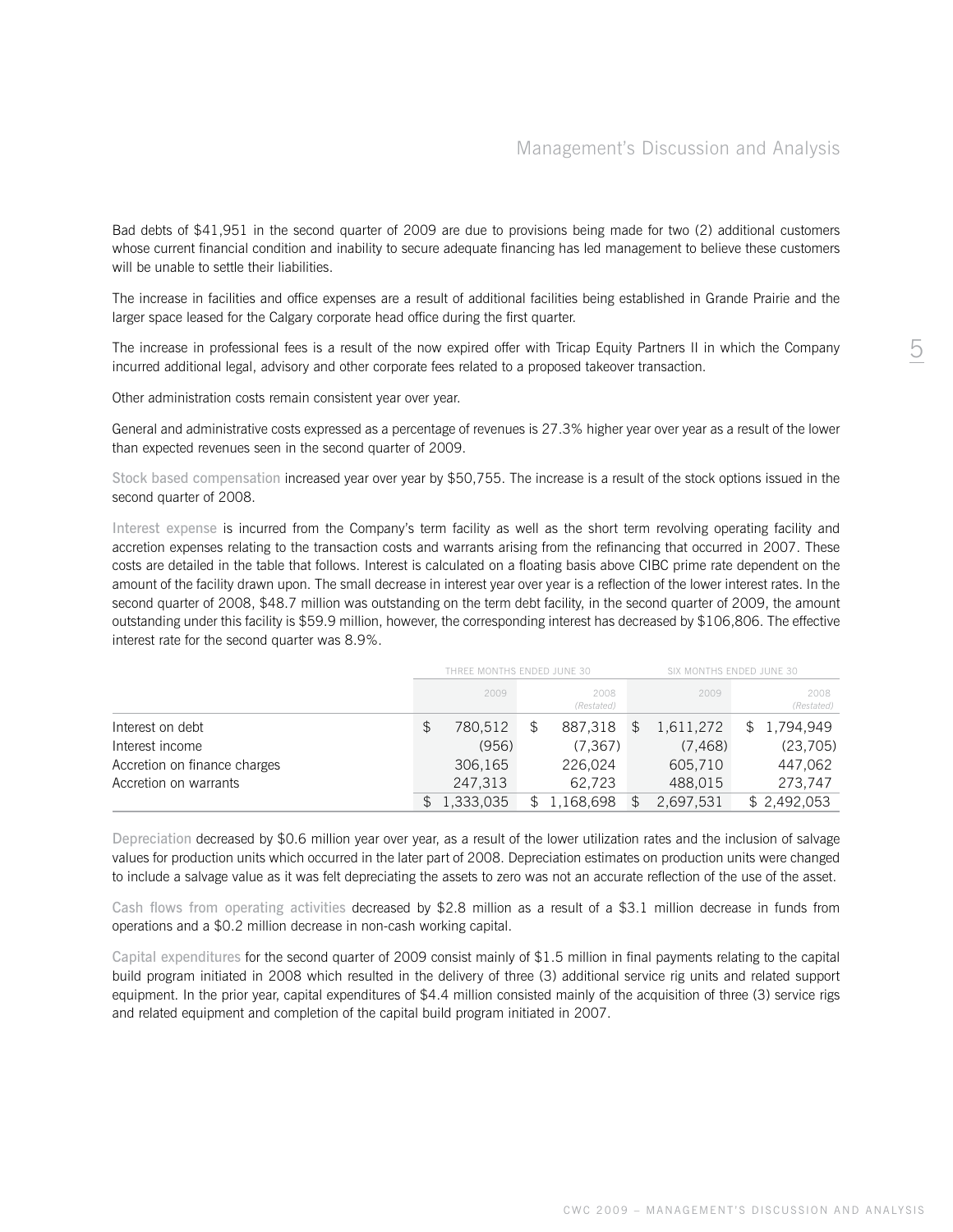Bad debts of $41,951 in the second quarter of 2009 are due to provisions being made for two (2) additional customers whose current financial condition and inability to secure adequate financing has led management to believe these customers will be unable to settle their liabilities.

The increase in facilities and office expenses are a result of additional facilities being established in Grande Prairie and the larger space leased for the Calgary corporate head office during the first quarter.

The increase in professional fees is a result of the now expired offer with Tricap Equity Partners II in which the Company incurred additional legal, advisory and other corporate fees related to a proposed takeover transaction.

Other administration costs remain consistent year over year.

General and administrative costs expressed as a percentage of revenues is 27.3% higher year over year as a result of the lower than expected revenues seen in the second quarter of 2009.

Stock based compensation increased year over year by $50,755. The increase is a result of the stock options issued in the second quarter of 2008.

Interest expense is incurred from the Company's term facility as well as the short term revolving operating facility and accretion expenses relating to the transaction costs and warrants arising from the refinancing that occurred in 2007. These costs are detailed in the table that follows. Interest is calculated on a floating basis above CIBC prime rate dependent on the amount of the facility drawn upon. The small decrease in interest year over year is a reflection of the lower interest rates. In the second quarter of 2008, $48.7 million was outstanding on the term debt facility, in the second quarter of 2009, the amount outstanding under this facility is $59.9 million, however, the corresponding interest has decreased by $106,806. The effective interest rate for the second quarter was 8.9%.

| | THREE MONTHS ENDED JUNE 30 | | SIX MONTHS ENDED JUNE 30 | |
|---|---|---|---|---|
| | 2009 | 2008 *(Restated)* | 2009 | 2008 *(Restated)* |
| Interest on debt | $ 780,512 | $ 887,318 | $ 1,611,272 | $ 1,794,949 |
| Interest income | (956) | (7,367) | (7,468) | (23,705) |
| Accretion on finance charges | 306,165 | 226,024 | 605,710 | 447,062 |
| Accretion on warrants | 247,313 | 62,723 | 488,015 | 273,747 |
| | $ 1,333,035 | $ 1,168,698 | $ 2,697,531 | $ 2,492,053 |

Depreciation decreased by $0.6 million year over year, as a result of the lower utilization rates and the inclusion of salvage values for production units which occurred in the later part of 2008. Depreciation estimates on production units were changed to include a salvage value as it was felt depreciating the assets to zero was not an accurate reflection of the use of the asset.

Cash flows from operating activities decreased by $2.8 million as a result of a $3.1 million decrease in funds from operations and a $0.2 million decrease in non-cash working capital.

Capital expenditures for the second quarter of 2009 consist mainly of $1.5 million in final payments relating to the capital build program initiated in 2008 which resulted in the delivery of three (3) additional service rig units and related support equipment. In the prior year, capital expenditures of $4.4 million consisted mainly of the acquisition of three (3) service rigs and related equipment and completion of the capital build program initiated in 2007.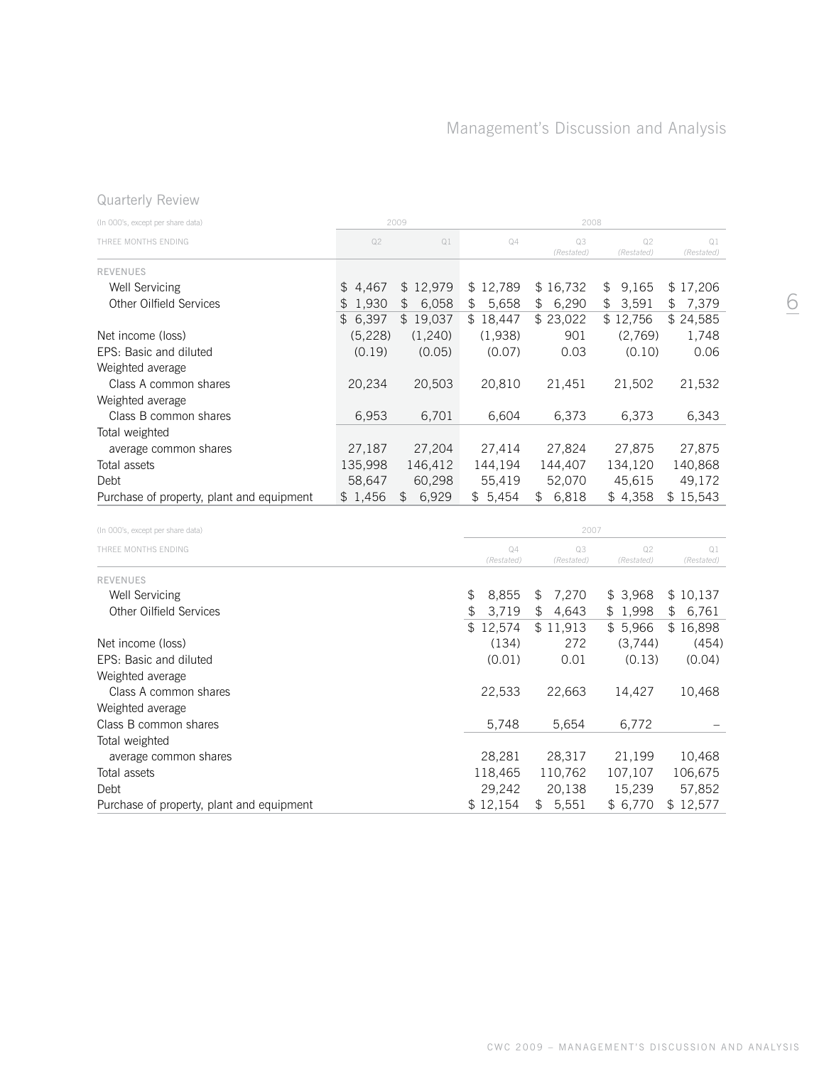## Quarterly Review

| (In 000's, except per share data) | 2009 | | 2008 | | | |
|---|---|---|---|---|---|---|
| THREE MONTHS ENDING | Q2 | Q1 | Q4 | Q3 *(Restated)* | Q2 *(Restated)* | Q1 *(Restated)* |
| REVENUES | | | | | | |
| Well Servicing | $ 4,467 | $ 12,979 | $ 12,789 | $ 16,732 | $ 9,165 | $ 17,206 |
| Other Oilfield Services | $ 1,930 | $ 6,058 | $ 5,658 | $ 6,290 | $ 3,591 | $ 7,379 |
| | $ 6,397 | $ 19,037 | $ 18,447 | $ 23,022 | $ 12,756 | $ 24,585 |
| Net income (loss) | (5,228) | (1,240) | (1,938) | 901 | (2,769) | 1,748 |
| EPS: Basic and diluted | (0.19) | (0.05) | (0.07) | 0.03 | (0.10) | 0.06 |
| Weighted average Class A common shares | 20,234 | 20,503 | 20,810 | 21,451 | 21,502 | 21,532 |
| Weighted average Class B common shares | 6,953 | 6,701 | 6,604 | 6,373 | 6,373 | 6,343 |
| Total weighted average common shares | 27,187 | 27,204 | 27,414 | 27,824 | 27,875 | 27,875 |
| Total assets | 135,998 | 146,412 | 144,194 | 144,407 | 134,120 | 140,868 |
| Debt | 58,647 | 60,298 | 55,419 | 52,070 | 45,615 | 49,172 |
| Purchase of property, plant and equipment | $ 1,456 | $ 6,929 | $ 5,454 | $ 6,818 | $ 4,358 | $ 15,543 |

| (In 000's, except per share data) | 2007 | | | |
|---|---|---|---|---|
| THREE MONTHS ENDING | Q4 *(Restated)* | Q3 *(Restated)* | Q2 *(Restated)* | Q1 *(Restated)* |
| REVENUES | | | | |
| Well Servicing | $ 8,855 | $ 7,270 | $ 3,968 | $ 10,137 |
| Other Oilfield Services | $ 3,719 | $ 4,643 | $ 1,998 | $ 6,761 |
| | $ 12,574 | $ 11,913 | $ 5,966 | $ 16,898 |
| Net income (loss) | (134) | 272 | (3,744) | (454) |
| EPS: Basic and diluted | (0.01) | 0.01 | (0.13) | (0.04) |
| Weighted average Class A common shares | 22,533 | 22,663 | 14,427 | 10,468 |
| Weighted average Class B common shares | 5,748 | 5,654 | 6,772 | – |
| Total weighted average common shares | 28,281 | 28,317 | 21,199 | 10,468 |
| Total assets | 118,465 | 110,762 | 107,107 | 106,675 |
| Debt | 29,242 | 20,138 | 15,239 | 57,852 |
| Purchase of property, plant and equipment | $ 12,154 | $ 5,551 | $ 6,770 | $ 12,577 |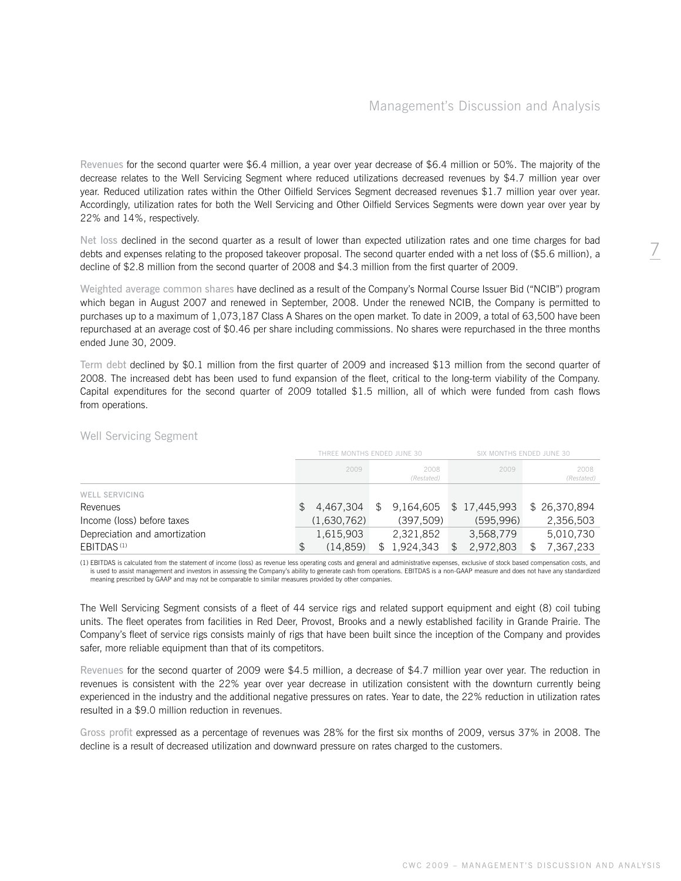Revenues for the second quarter were $6.4 million, a year over year decrease of $6.4 million or 50%. The majority of the decrease relates to the Well Servicing Segment where reduced utilizations decreased revenues by $4.7 million year over year. Reduced utilization rates within the Other Oilfield Services Segment decreased revenues $1.7 million year over year. Accordingly, utilization rates for both the Well Servicing and Other Oilfield Services Segments were down year over year by 22% and 14%, respectively.

Net loss declined in the second quarter as a result of lower than expected utilization rates and one time charges for bad debts and expenses relating to the proposed takeover proposal. The second quarter ended with a net loss of ($5.6 million), a decline of $2.8 million from the second quarter of 2008 and $4.3 million from the first quarter of 2009.

Weighted average common shares have declined as a result of the Company's Normal Course Issuer Bid ("NCIB") program which began in August 2007 and renewed in September, 2008. Under the renewed NCIB, the Company is permitted to purchases up to a maximum of 1,073,187 Class A Shares on the open market. To date in 2009, a total of 63,500 have been repurchased at an average cost of $0.46 per share including commissions. No shares were repurchased in the three months ended June 30, 2009.

Term debt declined by $0.1 million from the first quarter of 2009 and increased $13 million from the second quarter of 2008. The increased debt has been used to fund expansion of the fleet, critical to the long-term viability of the Company. Capital expenditures for the second quarter of 2009 totalled $1.5 million, all of which were funded from cash flows from operations.

## Well Servicing Segment

| | THREE MONTHS ENDED JUNE 30 | | SIX MONTHS ENDED JUNE 30 | |
|---|---|---|---|---|
| | 2009 | 2008 *(Restated)* | 2009 | 2008 *(Restated)* |
| WELL SERVICING | | | | |
| Revenues | $ 4,467,304 | $ 9,164,605 | $ 17,445,993 | $ 26,370,894 |
| Income (loss) before taxes | (1,630,762) | (397,509) | (595,996) | 2,356,503 |
| Depreciation and amortization | 1,615,903 | 2,321,852 | 3,568,779 | 5,010,730 |
| EBITDAS [1] | $ (14,859) | $ 1,924,343 | $ 2,972,803 | $ 7,367,233 |

(1) EBITDAS is calculated from the statement of income (loss) as revenue less operating costs and general and administrative expenses, exclusive of stock based compensation costs, and is used to assist management and investors in assessing the Company's ability to generate cash from operations. EBITDAS is a non-GAAP measure and does not have any standardized meaning prescribed by GAAP and may not be comparable to similar measures provided by other companies.

The Well Servicing Segment consists of a fleet of 44 service rigs and related support equipment and eight (8) coil tubing units. The fleet operates from facilities in Red Deer, Provost, Brooks and a newly established facility in Grande Prairie. The Company's fleet of service rigs consists mainly of rigs that have been built since the inception of the Company and provides safer, more reliable equipment than that of its competitors.

Revenues for the second quarter of 2009 were $4.5 million, a decrease of $4.7 million year over year. The reduction in revenues is consistent with the 22% year over year decrease in utilization consistent with the downturn currently being experienced in the industry and the additional negative pressures on rates. Year to date, the 22% reduction in utilization rates resulted in a $9.0 million reduction in revenues.

Gross profit expressed as a percentage of revenues was 28% for the first six months of 2009, versus 37% in 2008. The decline is a result of decreased utilization and downward pressure on rates charged to the customers.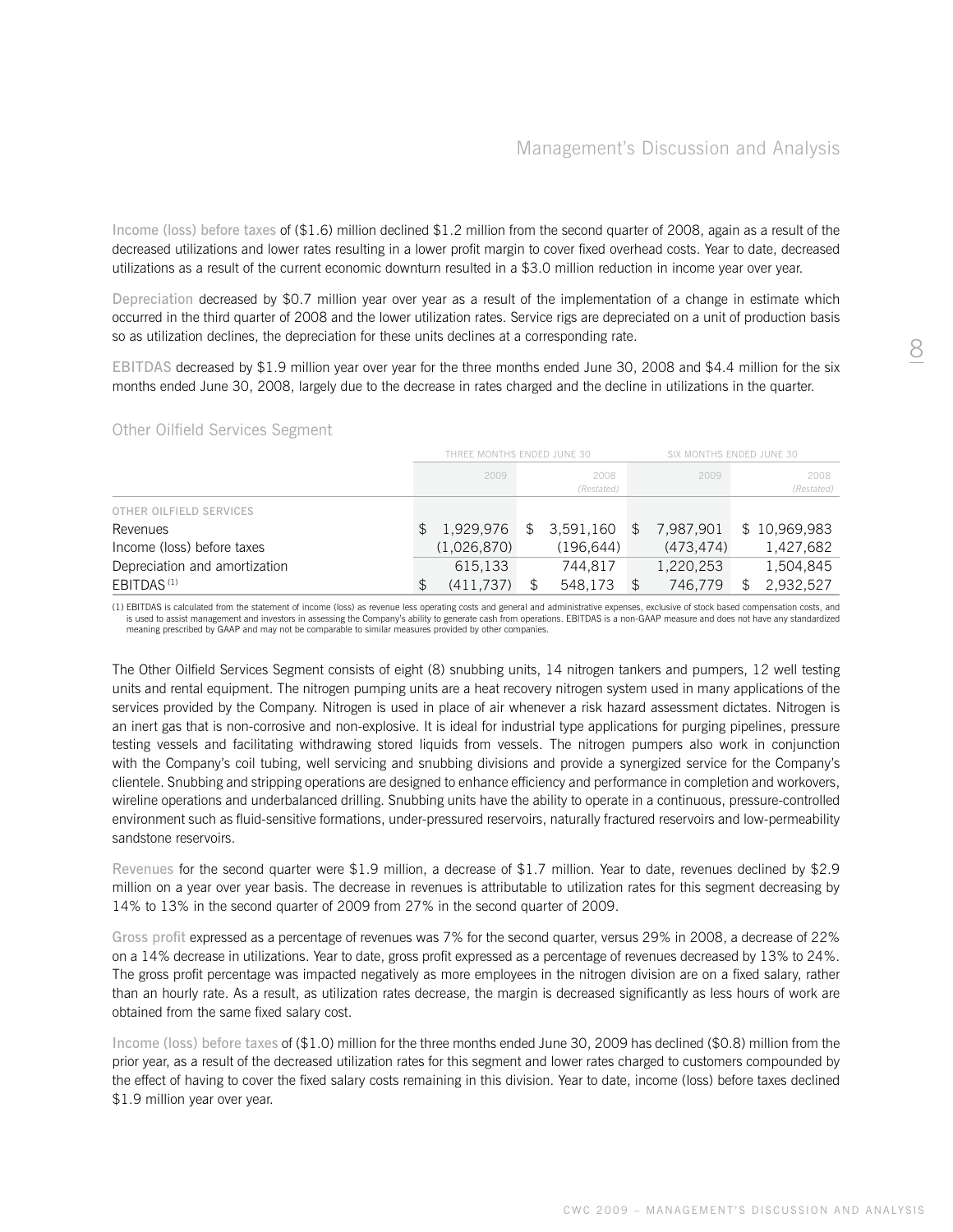**Income (loss) before taxes** of ($1.6) million declined $1.2 million from the second quarter of 2008, again as a result of the decreased utilizations and lower rates resulting in a lower profit margin to cover fixed overhead costs. Year to date, decreased utilizations as a result of the current economic downturn resulted in a $3.0 million reduction in income year over year.

**Depreciation** decreased by $0.7 million year over year as a result of the implementation of a change in estimate which occurred in the third quarter of 2008 and the lower utilization rates. Service rigs are depreciated on a unit of production basis so as utilization declines, the depreciation for these units declines at a corresponding rate.

**EBITDAS** decreased by $1.9 million year over year for the three months ended June 30, 2008 and $4.4 million for the six months ended June 30, 2008, largely due to the decrease in rates charged and the decline in utilizations in the quarter.

## Other Oilfield Services Segment

| | THREE MONTHS ENDED JUNE 30 | | SIX MONTHS ENDED JUNE 30 | |
|---|---|---|---|---|
| | 2009 | 2008 *(Restated)* | 2009 | 2008 *(Restated)* |
| OTHER OILFIELD SERVICES | | | | |
| Revenues | $ 1,929,976 | $ 3,591,160 | $ 7,987,901 | $ 10,969,983 |
| Income (loss) before taxes | (1,026,870) | (196,644) | (473,474) | 1,427,682 |
| Depreciation and amortization | 615,133 | 744,817 | 1,220,253 | 1,504,845 |
| EBITDAS [1] | $ (411,737) | $ 548,173 | $ 746,779 | $ 2,932,527 |

(1) EBITDAS is calculated from the statement of income (loss) as revenue less operating costs and general and administrative expenses, exclusive of stock based compensation costs, and is used to assist management and investors in assessing the Company's ability to generate cash from operations. EBITDAS is a non-GAAP measure and does not have any standardized meaning prescribed by GAAP and may not be comparable to similar measures provided by other companies.

The Other Oilfield Services Segment consists of eight (8) snubbing units, 14 nitrogen tankers and pumpers, 12 well testing units and rental equipment. The nitrogen pumping units are a heat recovery nitrogen system used in many applications of the services provided by the Company. Nitrogen is used in place of air whenever a risk hazard assessment dictates. Nitrogen is an inert gas that is non-corrosive and non-explosive. It is ideal for industrial type applications for purging pipelines, pressure testing vessels and facilitating withdrawing stored liquids from vessels. The nitrogen pumpers also work in conjunction with the Company's coil tubing, well servicing and snubbing divisions and provide a synergized service for the Company's clientele. Snubbing and stripping operations are designed to enhance efficiency and performance in completion and workovers, wireline operations and underbalanced drilling. Snubbing units have the ability to operate in a continuous, pressure-controlled environment such as fluid-sensitive formations, under-pressured reservoirs, naturally fractured reservoirs and low-permeability sandstone reservoirs.

**Revenues** for the second quarter were $1.9 million, a decrease of $1.7 million. Year to date, revenues declined by $2.9 million on a year over year basis. The decrease in revenues is attributable to utilization rates for this segment decreasing by 14% to 13% in the second quarter of 2009 from 27% in the second quarter of 2009.

**Gross profit** expressed as a percentage of revenues was 7% for the second quarter, versus 29% in 2008, a decrease of 22% on a 14% decrease in utilizations. Year to date, gross profit expressed as a percentage of revenues decreased by 13% to 24%. The gross profit percentage was impacted negatively as more employees in the nitrogen division are on a fixed salary, rather than an hourly rate. As a result, as utilization rates decrease, the margin is decreased significantly as less hours of work are obtained from the same fixed salary cost.

**Income (loss) before taxes** of ($1.0) million for the three months ended June 30, 2009 has declined ($0.8) million from the prior year, as a result of the decreased utilization rates for this segment and lower rates charged to customers compounded by the effect of having to cover the fixed salary costs remaining in this division. Year to date, income (loss) before taxes declined $1.9 million year over year.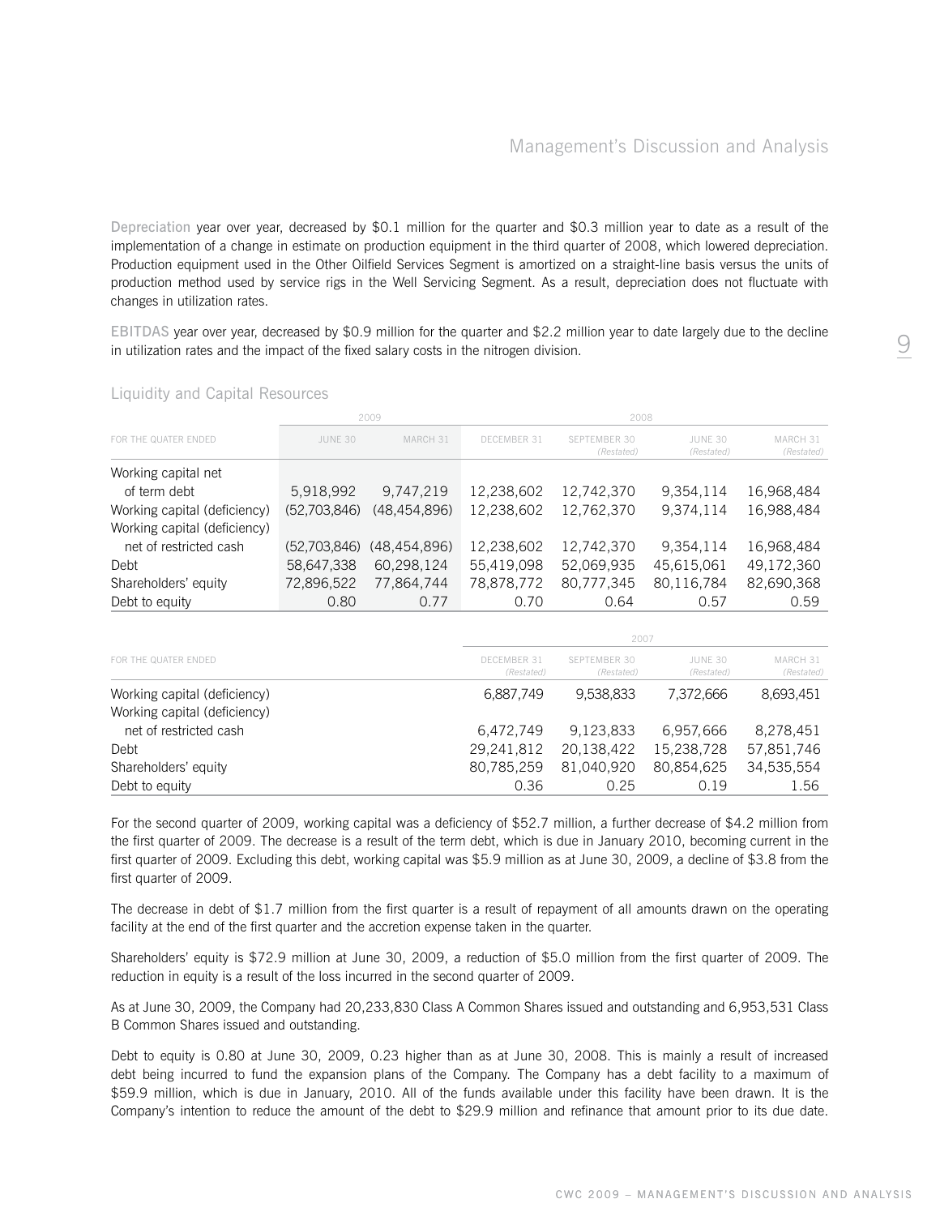**Depreciation** year over year, decreased by $0.1 million for the quarter and $0.3 million year to date as a result of the implementation of a change in estimate on production equipment in the third quarter of 2008, which lowered depreciation. Production equipment used in the Other Oilfield Services Segment is amortized on a straight-line basis versus the units of production method used by service rigs in the Well Servicing Segment. As a result, depreciation does not fluctuate with changes in utilization rates.

**EBITDAS** year over year, decreased by $0.9 million for the quarter and $2.2 million year to date largely due to the decline in utilization rates and the impact of the fixed salary costs in the nitrogen division.

## Liquidity and Capital Resources

| | 2009 | | 2008 | | | |
|---|---|---|---|---|---|---|
| FOR THE QUATER ENDED | JUNE 30 | MARCH 31 | DECEMBER 31 | SEPTEMBER 30 *(Restated)* | JUNE 30 *(Restated)* | MARCH 31 *(Restated)* |
| Working capital net of term debt | 5,918,992 | 9,747,219 | 12,238,602 | 12,742,370 | 9,354,114 | 16,968,484 |
| Working capital (deficiency) | (52,703,846) | (48,454,896) | 12,238,602 | 12,762,370 | 9,374,114 | 16,988,484 |
| Working capital (deficiency) net of restricted cash | (52,703,846) | (48,454,896) | 12,238,602 | 12,742,370 | 9,354,114 | 16,968,484 |
| Debt | 58,647,338 | 60,298,124 | 55,419,098 | 52,069,935 | 45,615,061 | 49,172,360 |
| Shareholders' equity | 72,896,522 | 77,864,744 | 78,878,772 | 80,777,345 | 80,116,784 | 82,690,368 |
| Debt to equity | 0.80 | 0.77 | 0.70 | 0.64 | 0.57 | 0.59 |

| | 2007 | | | |
|---|---|---|---|---|
| FOR THE QUATER ENDED | DECEMBER 31 *(Restated)* | SEPTEMBER 30 *(Restated)* | JUNE 30 *(Restated)* | MARCH 31 *(Restated)* |
| Working capital (deficiency) | 6,887,749 | 9,538,833 | 7,372,666 | 8,693,451 |
| Working capital (deficiency) net of restricted cash | 6,472,749 | 9,123,833 | 6,957,666 | 8,278,451 |
| Debt | 29,241,812 | 20,138,422 | 15,238,728 | 57,851,746 |
| Shareholders' equity | 80,785,259 | 81,040,920 | 80,854,625 | 34,535,554 |
| Debt to equity | 0.36 | 0.25 | 0.19 | 1.56 |

For the second quarter of 2009, working capital was a deficiency of $52.7 million, a further decrease of $4.2 million from the first quarter of 2009. The decrease is a result of the term debt, which is due in January 2010, becoming current in the first quarter of 2009. Excluding this debt, working capital was $5.9 million as at June 30, 2009, a decline of $3.8 from the first quarter of 2009.

The decrease in debt of $1.7 million from the first quarter is a result of repayment of all amounts drawn on the operating facility at the end of the first quarter and the accretion expense taken in the quarter.

Shareholders' equity is $72.9 million at June 30, 2009, a reduction of $5.0 million from the first quarter of 2009. The reduction in equity is a result of the loss incurred in the second quarter of 2009.

As at June 30, 2009, the Company had 20,233,830 Class A Common Shares issued and outstanding and 6,953,531 Class B Common Shares issued and outstanding.

Debt to equity is 0.80 at June 30, 2009, 0.23 higher than as at June 30, 2008. This is mainly a result of increased debt being incurred to fund the expansion plans of the Company. The Company has a debt facility to a maximum of $59.9 million, which is due in January, 2010. All of the funds available under this facility have been drawn. It is the Company's intention to reduce the amount of the debt to $29.9 million and refinance that amount prior to its due date.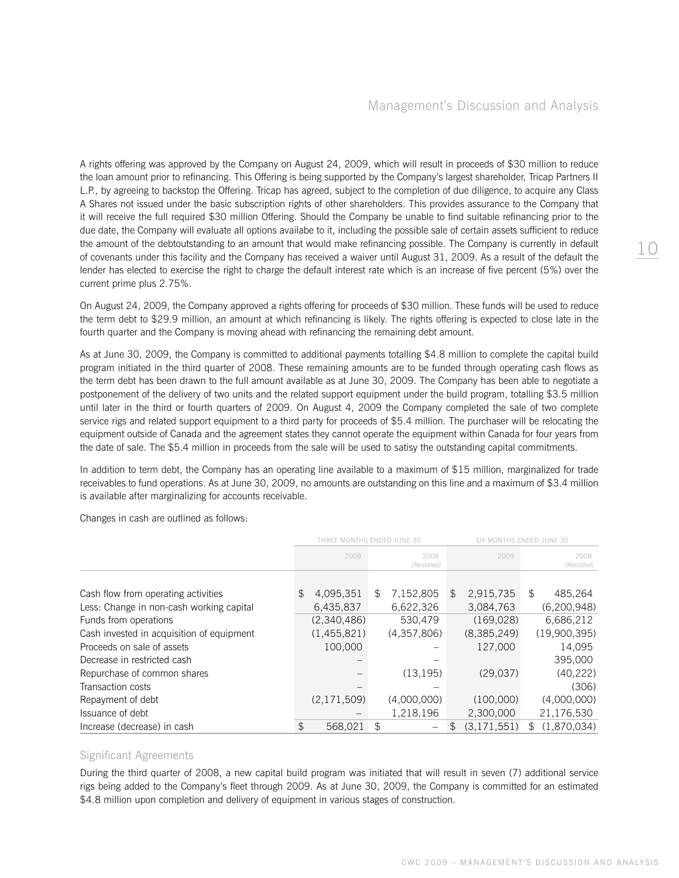A rights offering was approved by the Company on August 24, 2009, which will result in proceeds of $30 million to reduce the loan amount prior to refinancing. This Offering is being supported by the Company's largest shareholder, Tricap Partners II L.P., by agreeing to backstop the Offering. Tricap has agreed, subject to the completion of due diligence, to acquire any Class A Shares not issued under the basic subscription rights of other shareholders. This provides assurance to the Company that it will receive the full required $30 million Offering. Should the Company be unable to find suitable refinancing prior to the due date, the Company will evaluate all options availabe to it, including the possible sale of certain assets sufficient to reduce the amount of the debtoutstanding to an amount that would make refinancing possible. The Company is currently in default of covenants under this facility and the Company has received a waiver until August 31, 2009. As a result of the default the lender has elected to exercise the right to charge the default interest rate which is an increase of five percent (5%) over the current prime plus 2.75%.

On August 24, 2009, the Company approved a rights offering for proceeds of $30 million. These funds will be used to reduce the term debt to $29.9 million, an amount at which refinancing is likely. The rights offering is expected to close late in the fourth quarter and the Company is moving ahead with refinancing the remaining debt amount.

As at June 30, 2009, the Company is committed to additional payments totalling $4.8 million to complete the capital build program initiated in the third quarter of 2008. These remaining amounts are to be funded through operating cash flows as the term debt has been drawn to the full amount available as at June 30, 2009. The Company has been able to negotiate a postponement of the delivery of two units and the related support equipment under the build program, totalling $3.5 million until later in the third or fourth quarters of 2009. On August 4, 2009 the Company completed the sale of two complete service rigs and related support equipment to a third party for proceeds of $5.4 million. The purchaser will be relocating the equipment outside of Canada and the agreement states they cannot operate the equipment within Canada for four years from the date of sale. The $5.4 million in proceeds from the sale will be used to satisy the outstanding capital commitments.

In addition to term debt, the Company has an operating line available to a maximum of $15 million, marginalized for trade receivables to fund operations. As at June 30, 2009, no amounts are outstanding on this line and a maximum of $3.4 million is available after marginalizing for accounts receivable.

Changes in cash are outlined as follows:

| | THREE MONTHS ENDED JUNE 30 | | SIX MONTHS ENDED JUNE 30 | |
|---|---|---|---|---|
| | 2009 | 2008 *(Restated)* | 2009 | 2008 *(Restated)* |
| Cash flow from operating activities | $ 4,095,351 | $ 7,152,805 | $ 2,915,735 | $ 485,264 |
| Less: Change in non-cash working capital | 6,435,837 | 6,622,326 | 3,084,763 | (6,200,948) |
| Funds from operations | (2,340,486) | 530,479 | (169,028) | 6,686,212 |
| Cash invested in acquisition of equipment | (1,455,821) | (4,357,806) | (8,385,249) | (19,900,395) |
| Proceeds on sale of assets | 100,000 | – | 127,000 | 14,095 |
| Decrease in restricted cash | – | – | | 395,000 |
| Repurchase of common shares | – | (13,195) | (29,037) | (40,222) |
| Transaction costs | – | – | | (306) |
| Repayment of debt | (2,171,509) | (4,000,000) | (100,000) | (4,000,000) |
| Issuance of debt | – | 1,218,196 | 2,300,000 | 21,176,530 |
| Increase (decrease) in cash | $ 568,021 | $ – | $ (3,171,551) | $ (1,870,034) |

## Significant Agreements

During the third quarter of 2008, a new capital build program was initiated that will result in seven (7) additional service rigs being added to the Company's fleet through 2009. As at June 30, 2009, the Company is committed for an estimated $4.8 million upon completion and delivery of equipment in various stages of construction.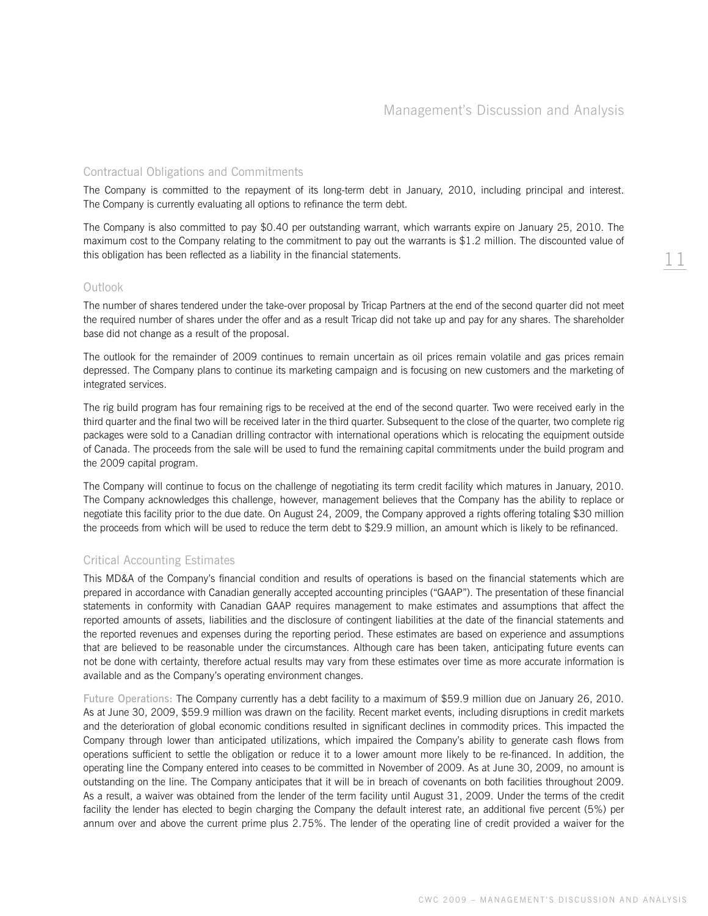## Contractual Obligations and Commitments

The Company is committed to the repayment of its long-term debt in January, 2010, including principal and interest. The Company is currently evaluating all options to refinance the term debt.

The Company is also committed to pay $0.40 per outstanding warrant, which warrants expire on January 25, 2010. The maximum cost to the Company relating to the commitment to pay out the warrants is $1.2 million. The discounted value of this obligation has been reflected as a liability in the financial statements.

## Outlook

The number of shares tendered under the take-over proposal by Tricap Partners at the end of the second quarter did not meet the required number of shares under the offer and as a result Tricap did not take up and pay for any shares. The shareholder base did not change as a result of the proposal.

The outlook for the remainder of 2009 continues to remain uncertain as oil prices remain volatile and gas prices remain depressed. The Company plans to continue its marketing campaign and is focusing on new customers and the marketing of integrated services.

The rig build program has four remaining rigs to be received at the end of the second quarter. Two were received early in the third quarter and the final two will be received later in the third quarter. Subsequent to the close of the quarter, two complete rig packages were sold to a Canadian drilling contractor with international operations which is relocating the equipment outside of Canada. The proceeds from the sale will be used to fund the remaining capital commitments under the build program and the 2009 capital program.

The Company will continue to focus on the challenge of negotiating its term credit facility which matures in January, 2010. The Company acknowledges this challenge, however, management believes that the Company has the ability to replace or negotiate this facility prior to the due date. On August 24, 2009, the Company approved a rights offering totaling $30 million the proceeds from which will be used to reduce the term debt to $29.9 million, an amount which is likely to be refinanced.

## Critical Accounting Estimates

This MD&A of the Company's financial condition and results of operations is based on the financial statements which are prepared in accordance with Canadian generally accepted accounting principles ("GAAP"). The presentation of these financial statements in conformity with Canadian GAAP requires management to make estimates and assumptions that affect the reported amounts of assets, liabilities and the disclosure of contingent liabilities at the date of the financial statements and the reported revenues and expenses during the reporting period. These estimates are based on experience and assumptions that are believed to be reasonable under the circumstances. Although care has been taken, anticipating future events can not be done with certainty, therefore actual results may vary from these estimates over time as more accurate information is available and as the Company's operating environment changes.

Future Operations: The Company currently has a debt facility to a maximum of $59.9 million due on January 26, 2010. As at June 30, 2009, $59.9 million was drawn on the facility. Recent market events, including disruptions in credit markets and the deterioration of global economic conditions resulted in significant declines in commodity prices. This impacted the Company through lower than anticipated utilizations, which impaired the Company's ability to generate cash flows from operations sufficient to settle the obligation or reduce it to a lower amount more likely to be re-financed. In addition, the operating line the Company entered into ceases to be committed in November of 2009. As at June 30, 2009, no amount is outstanding on the line. The Company anticipates that it will be in breach of covenants on both facilities throughout 2009. As a result, a waiver was obtained from the lender of the term facility until August 31, 2009. Under the terms of the credit facility the lender has elected to begin charging the Company the default interest rate, an additional five percent (5%) per annum over and above the current prime plus 2.75%. The lender of the operating line of credit provided a waiver for the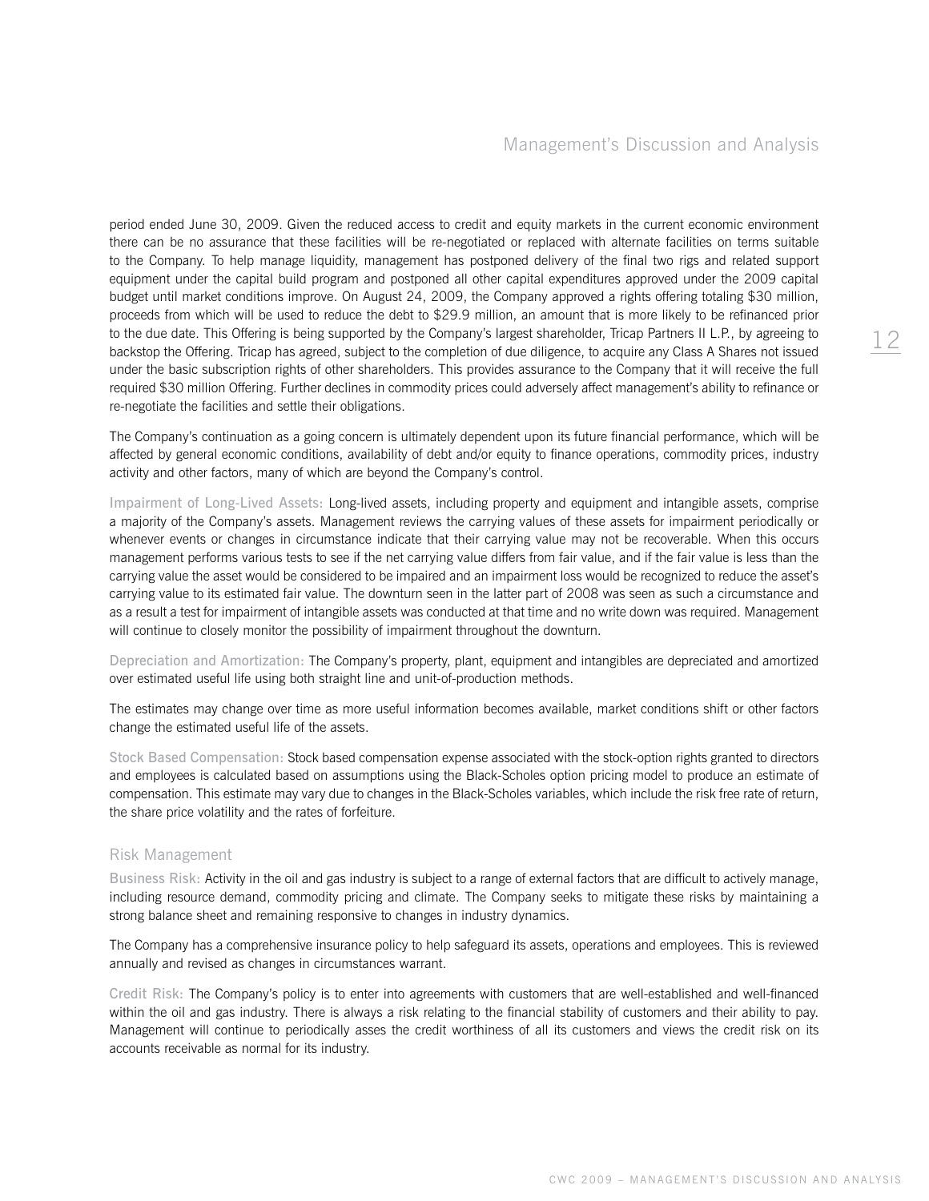period ended June 30, 2009. Given the reduced access to credit and equity markets in the current economic environment there can be no assurance that these facilities will be re-negotiated or replaced with alternate facilities on terms suitable to the Company. To help manage liquidity, management has postponed delivery of the final two rigs and related support equipment under the capital build program and postponed all other capital expenditures approved under the 2009 capital budget until market conditions improve. On August 24, 2009, the Company approved a rights offering totaling $30 million, proceeds from which will be used to reduce the debt to $29.9 million, an amount that is more likely to be refinanced prior to the due date. This Offering is being supported by the Company's largest shareholder, Tricap Partners II L.P., by agreeing to backstop the Offering. Tricap has agreed, subject to the completion of due diligence, to acquire any Class A Shares not issued under the basic subscription rights of other shareholders. This provides assurance to the Company that it will receive the full required $30 million Offering. Further declines in commodity prices could adversely affect management's ability to refinance or re-negotiate the facilities and settle their obligations.

The Company's continuation as a going concern is ultimately dependent upon its future financial performance, which will be affected by general economic conditions, availability of debt and/or equity to finance operations, commodity prices, industry activity and other factors, many of which are beyond the Company's control.

Impairment of Long-Lived Assets: Long-lived assets, including property and equipment and intangible assets, comprise a majority of the Company's assets. Management reviews the carrying values of these assets for impairment periodically or whenever events or changes in circumstance indicate that their carrying value may not be recoverable. When this occurs management performs various tests to see if the net carrying value differs from fair value, and if the fair value is less than the carrying value the asset would be considered to be impaired and an impairment loss would be recognized to reduce the asset's carrying value to its estimated fair value. The downturn seen in the latter part of 2008 was seen as such a circumstance and as a result a test for impairment of intangible assets was conducted at that time and no write down was required. Management will continue to closely monitor the possibility of impairment throughout the downturn.

Depreciation and Amortization: The Company's property, plant, equipment and intangibles are depreciated and amortized over estimated useful life using both straight line and unit-of-production methods.

The estimates may change over time as more useful information becomes available, market conditions shift or other factors change the estimated useful life of the assets.

Stock Based Compensation: Stock based compensation expense associated with the stock-option rights granted to directors and employees is calculated based on assumptions using the Black-Scholes option pricing model to produce an estimate of compensation. This estimate may vary due to changes in the Black-Scholes variables, which include the risk free rate of return, the share price volatility and the rates of forfeiture.

## Risk Management

Business Risk: Activity in the oil and gas industry is subject to a range of external factors that are difficult to actively manage, including resource demand, commodity pricing and climate. The Company seeks to mitigate these risks by maintaining a strong balance sheet and remaining responsive to changes in industry dynamics.

The Company has a comprehensive insurance policy to help safeguard its assets, operations and employees. This is reviewed annually and revised as changes in circumstances warrant.

Credit Risk: The Company's policy is to enter into agreements with customers that are well-established and well-financed within the oil and gas industry. There is always a risk relating to the financial stability of customers and their ability to pay. Management will continue to periodically asses the credit worthiness of all its customers and views the credit risk on its accounts receivable as normal for its industry.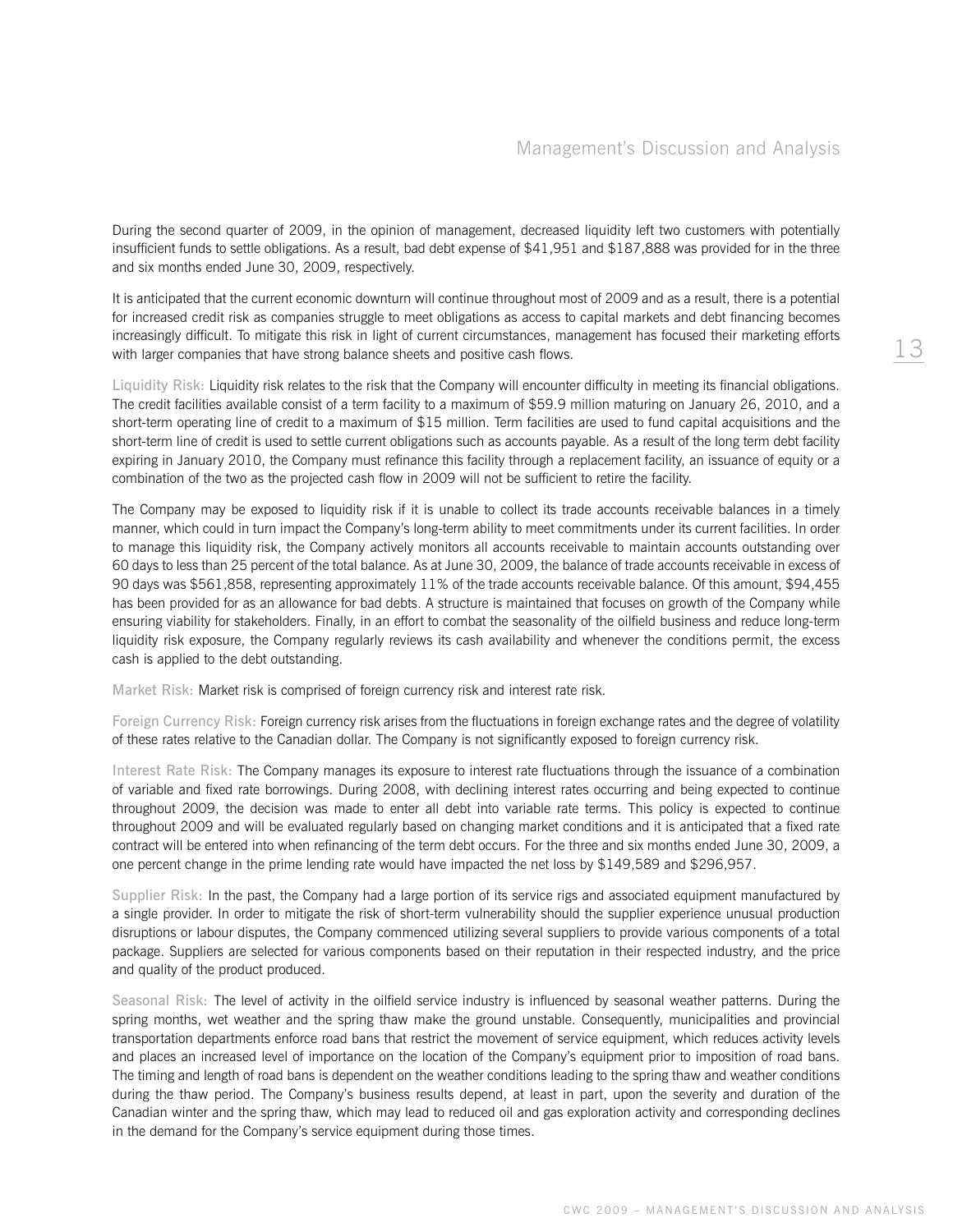During the second quarter of 2009, in the opinion of management, decreased liquidity left two customers with potentially insufficient funds to settle obligations. As a result, bad debt expense of $41,951 and $187,888 was provided for in the three and six months ended June 30, 2009, respectively.

It is anticipated that the current economic downturn will continue throughout most of 2009 and as a result, there is a potential for increased credit risk as companies struggle to meet obligations as access to capital markets and debt financing becomes increasingly difficult. To mitigate this risk in light of current circumstances, management has focused their marketing efforts with larger companies that have strong balance sheets and positive cash flows.

**Liquidity Risk:** Liquidity risk relates to the risk that the Company will encounter difficulty in meeting its financial obligations. The credit facilities available consist of a term facility to a maximum of $59.9 million maturing on January 26, 2010, and a short-term operating line of credit to a maximum of $15 million. Term facilities are used to fund capital acquisitions and the short-term line of credit is used to settle current obligations such as accounts payable. As a result of the long term debt facility expiring in January 2010, the Company must refinance this facility through a replacement facility, an issuance of equity or a combination of the two as the projected cash flow in 2009 will not be sufficient to retire the facility.

The Company may be exposed to liquidity risk if it is unable to collect its trade accounts receivable balances in a timely manner, which could in turn impact the Company's long-term ability to meet commitments under its current facilities. In order to manage this liquidity risk, the Company actively monitors all accounts receivable to maintain accounts outstanding over 60 days to less than 25 percent of the total balance. As at June 30, 2009, the balance of trade accounts receivable in excess of 90 days was $561,858, representing approximately 11% of the trade accounts receivable balance. Of this amount, $94,455 has been provided for as an allowance for bad debts. A structure is maintained that focuses on growth of the Company while ensuring viability for stakeholders. Finally, in an effort to combat the seasonality of the oilfield business and reduce long-term liquidity risk exposure, the Company regularly reviews its cash availability and whenever the conditions permit, the excess cash is applied to the debt outstanding.

**Market Risk:** Market risk is comprised of foreign currency risk and interest rate risk.

**Foreign Currency Risk:** Foreign currency risk arises from the fluctuations in foreign exchange rates and the degree of volatility of these rates relative to the Canadian dollar. The Company is not significantly exposed to foreign currency risk.

**Interest Rate Risk:** The Company manages its exposure to interest rate fluctuations through the issuance of a combination of variable and fixed rate borrowings. During 2008, with declining interest rates occurring and being expected to continue throughout 2009, the decision was made to enter all debt into variable rate terms. This policy is expected to continue throughout 2009 and will be evaluated regularly based on changing market conditions and it is anticipated that a fixed rate contract will be entered into when refinancing of the term debt occurs. For the three and six months ended June 30, 2009, a one percent change in the prime lending rate would have impacted the net loss by $149,589 and $296,957.

**Supplier Risk:** In the past, the Company had a large portion of its service rigs and associated equipment manufactured by a single provider. In order to mitigate the risk of short-term vulnerability should the supplier experience unusual production disruptions or labour disputes, the Company commenced utilizing several suppliers to provide various components of a total package. Suppliers are selected for various components based on their reputation in their respected industry, and the price and quality of the product produced.

**Seasonal Risk:** The level of activity in the oilfield service industry is influenced by seasonal weather patterns. During the spring months, wet weather and the spring thaw make the ground unstable. Consequently, municipalities and provincial transportation departments enforce road bans that restrict the movement of service equipment, which reduces activity levels and places an increased level of importance on the location of the Company's equipment prior to imposition of road bans. The timing and length of road bans is dependent on the weather conditions leading to the spring thaw and weather conditions during the thaw period. The Company's business results depend, at least in part, upon the severity and duration of the Canadian winter and the spring thaw, which may lead to reduced oil and gas exploration activity and corresponding declines in the demand for the Company's service equipment during those times.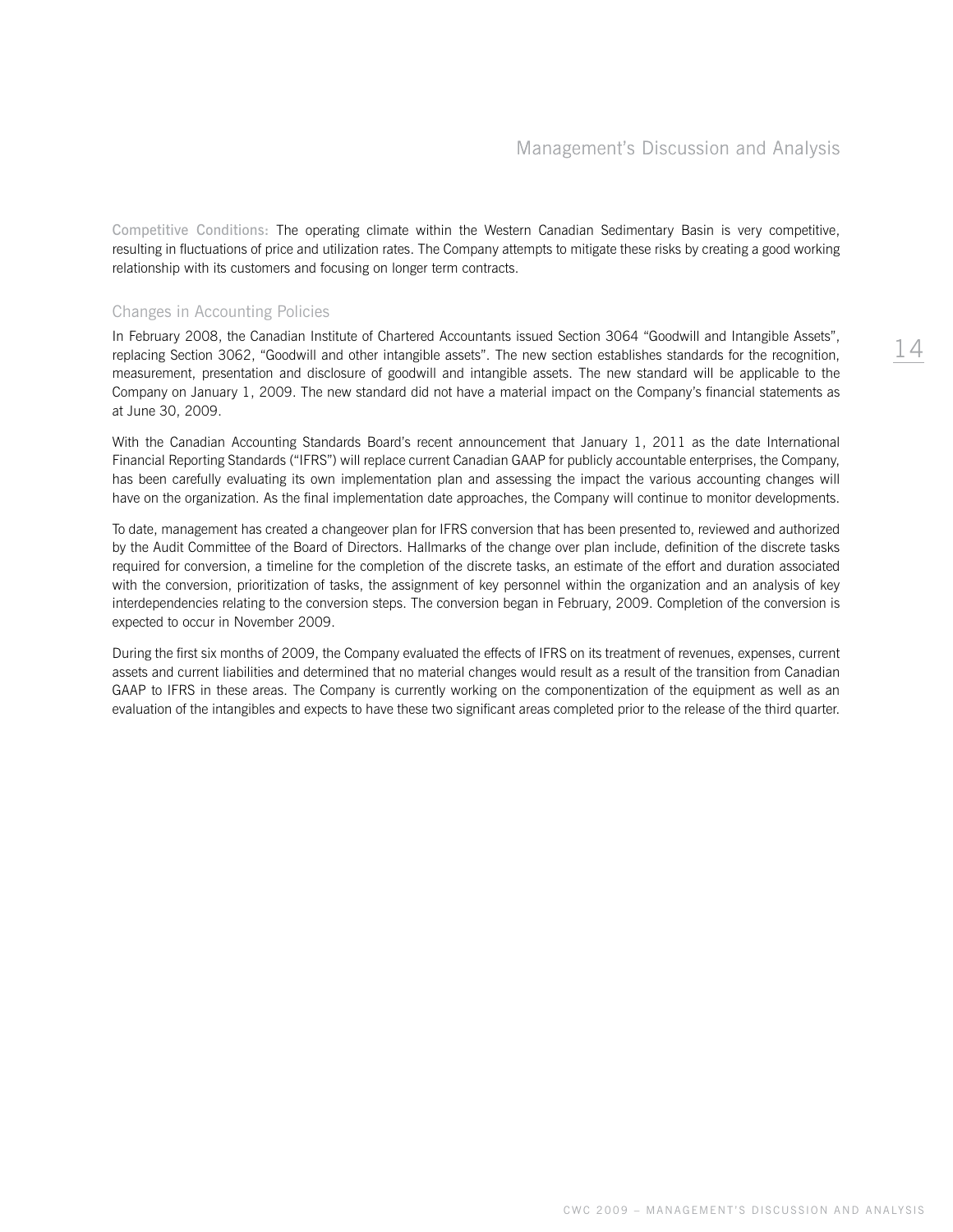**Competitive Conditions:** The operating climate within the Western Canadian Sedimentary Basin is very competitive, resulting in fluctuations of price and utilization rates. The Company attempts to mitigate these risks by creating a good working relationship with its customers and focusing on longer term contracts.

## Changes in Accounting Policies

In February 2008, the Canadian Institute of Chartered Accountants issued Section 3064 "Goodwill and Intangible Assets", replacing Section 3062, "Goodwill and other intangible assets". The new section establishes standards for the recognition, measurement, presentation and disclosure of goodwill and intangible assets. The new standard will be applicable to the Company on January 1, 2009. The new standard did not have a material impact on the Company's financial statements as at June 30, 2009.

With the Canadian Accounting Standards Board's recent announcement that January 1, 2011 as the date International Financial Reporting Standards ("IFRS") will replace current Canadian GAAP for publicly accountable enterprises, the Company, has been carefully evaluating its own implementation plan and assessing the impact the various accounting changes will have on the organization. As the final implementation date approaches, the Company will continue to monitor developments.

To date, management has created a changeover plan for IFRS conversion that has been presented to, reviewed and authorized by the Audit Committee of the Board of Directors. Hallmarks of the change over plan include, definition of the discrete tasks required for conversion, a timeline for the completion of the discrete tasks, an estimate of the effort and duration associated with the conversion, prioritization of tasks, the assignment of key personnel within the organization and an analysis of key interdependencies relating to the conversion steps. The conversion began in February, 2009. Completion of the conversion is expected to occur in November 2009.

During the first six months of 2009, the Company evaluated the effects of IFRS on its treatment of revenues, expenses, current assets and current liabilities and determined that no material changes would result as a result of the transition from Canadian GAAP to IFRS in these areas. The Company is currently working on the componentization of the equipment as well as an evaluation of the intangibles and expects to have these two significant areas completed prior to the release of the third quarter.